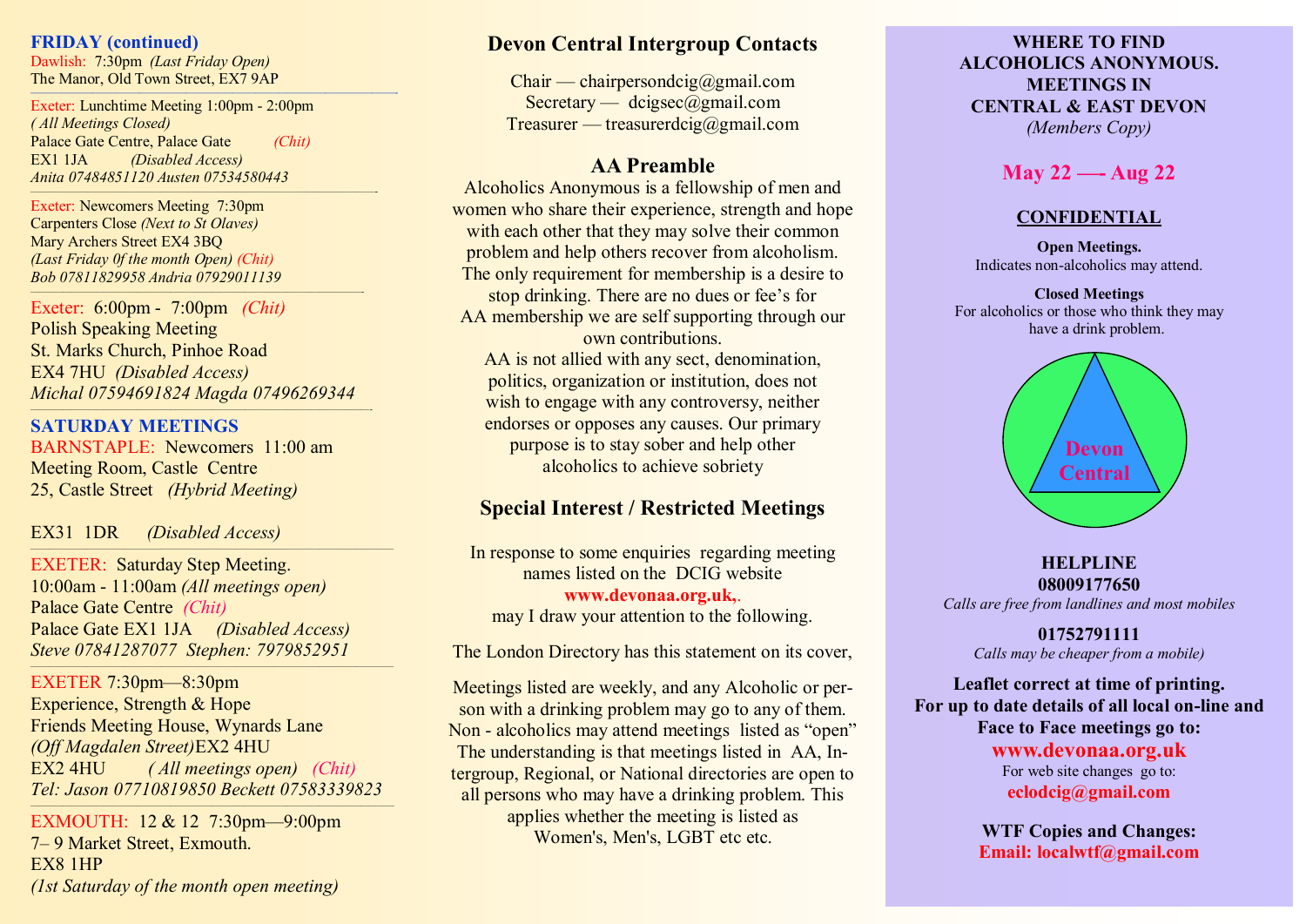**FRIDAY (continued)**

Dawlish: 7:30pm *(Last Friday Open)*
The Manor, Old Town Street, EX7 9AP

Exeter: Lunchtime Meeting 1:00pm - 2:00pm
*( All Meetings Closed)*
Palace Gate Centre, Palace Gate *(Chit)*
EX1 1JA *(Disabled Access)*
*Anita 07484851120 Austen 07534580443*

Exeter: Newcomers Meeting 7:30pm
Carpenters Close *(Next to St Olaves)*
Mary Archers Street EX4 3BQ
*(Last Friday 0f the month Open) (Chit)*
*Bob 07811829958 Andria 07929011139*

Exeter: 6:00pm - 7:00pm *(Chit)*
Polish Speaking Meeting
St. Marks Church, Pinhoe Road
EX4 7HU *(Disabled Access)*
*Michal 07594691824 Magda 07496269344*

**SATURDAY MEETINGS**

BARNSTAPLE: Newcomers 11:00 am
Meeting Room, Castle Centre
25, Castle Street *(Hybrid Meeting)*

EX31 1DR *(Disabled Access)*

EXETER: Saturday Step Meeting.
10:00am - 11:00am *(All meetings open)*
Palace Gate Centre *(Chit)*
Palace Gate EX1 1JA *(Disabled Access)*
*Steve 07841287077 Stephen: 7979852951*

EXETER 7:30pm—8:30pm
Experience, Strength & Hope
Friends Meeting House, Wynards Lane
*(Off Magdalen Street)*EX2 4HU
EX2 4HU *( All meetings open) (Chit)*
*Tel: Jason 07710819850 Beckett 07583339823*

EXMOUTH: 12 & 12 7:30pm—9:00pm
7– 9 Market Street, Exmouth.
EX8 1HP
*(1st Saturday of the month open meeting)*

## Devon Central Intergroup Contacts

Chair — chairpersondcig@gmail.com
Secretary — dcigsec@gmail.com
Treasurer — treasurerdcig@gmail.com

### AA Preamble

Alcoholics Anonymous is a fellowship of men and women who share their experience, strength and hope with each other that they may solve their common problem and help others recover from alcoholism. The only requirement for membership is a desire to stop drinking. There are no dues or fee's for AA membership we are self supporting through our own contributions.
AA is not allied with any sect, denomination, politics, organization or institution, does not wish to engage with any controversy, neither endorses or opposes any causes. Our primary purpose is to stay sober and help other alcoholics to achieve sobriety

### Special Interest / Restricted Meetings

In response to some enquiries regarding meeting names listed on the DCIG website **www.devonaa.org.uk,**. may I draw your attention to the following.

The London Directory has this statement on its cover,

Meetings listed are weekly, and any Alcoholic or person with a drinking problem may go to any of them. Non - alcoholics may attend meetings listed as "open" The understanding is that meetings listed in AA, Intergroup, Regional, or National directories are open to all persons who may have a drinking problem. This applies whether the meeting is listed as Women's, Men's, LGBT etc etc.

**WHERE TO FIND ALCOHOLICS ANONYMOUS. MEETINGS IN CENTRAL & EAST DEVON**
*(Members Copy)*

**May 22 —- Aug 22**

**CONFIDENTIAL**

**Open Meetings.**
Indicates non-alcoholics may attend.

**Closed Meetings**
For alcoholics or those who think they may have a drink problem.

Devon Central

**HELPLINE**
**08009177650**
*Calls are free from landlines and most mobiles*

**01752791111**
*Calls may be cheaper from a mobile)*

**Leaflet correct at time of printing. For up to date details of all local on-line and Face to Face meetings go to:**
**www.devonaa.org.uk**
For web site changes go to:
**eclodcig@gmail.com**

**WTF Copies and Changes:**
**Email: localwtf@gmail.com**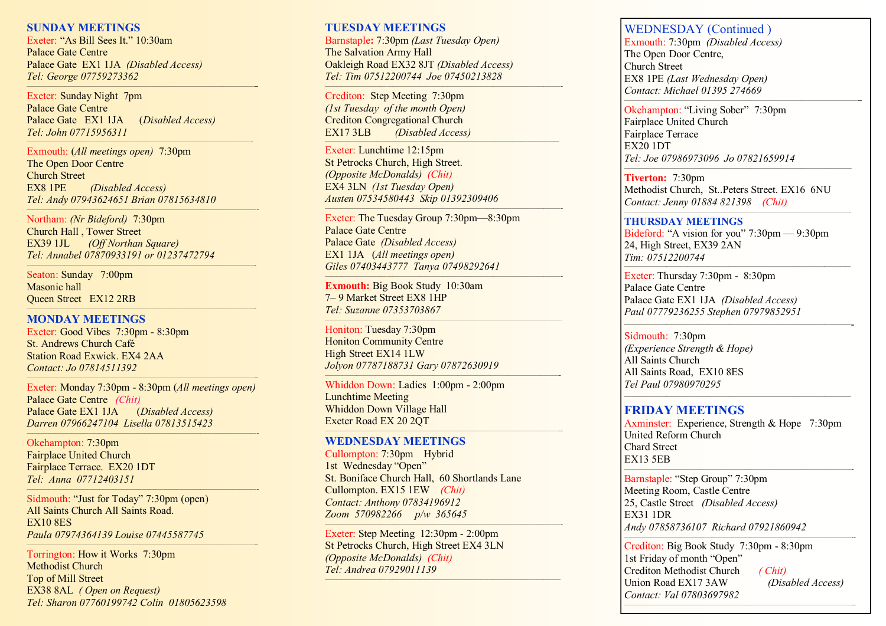## SUNDAY MEETINGS

Exeter: "As Bill Sees It." 10:30am
Palace Gate Centre
Palace Gate EX1 1JA *(Disabled Access)*
*Tel: George 07759273362*

---

Exeter: Sunday Night 7pm
Palace Gate Centre
Palace Gate EX1 1JA (*Disabled Access)*
*Tel: John 07715956311*

---

Exmouth: (*All meetings open)* 7:30pm
The Open Door Centre
Church Street
EX8 1PE *(Disabled Access)*
*Tel: Andy 07943624651 Brian 07815634810*

---

Northam: *(Nr Bideford)* 7:30pm
Church Hall , Tower Street
EX39 1JL *(Off Northan Square)*
*Tel: Annabel 07870933191 or 01237472794*

---

Seaton: Sunday 7:00pm
Masonic hall
Queen Street EX12 2RB

## MONDAY MEETINGS

Exeter: Good Vibes 7:30pm - 8:30pm
St. Andrews Church Café
Station Road Exwick. EX4 2AA
*Contact: Jo 07814511392*

---

Exeter: Monday 7:30pm - 8:30pm (*All meetings open)*
Palace Gate Centre *(Chit)*
Palace Gate EX1 1JA (*Disabled Access)*
*Darren 07966247104 Lisella 07813515423*

---

Okehampton: 7:30pm
Fairplace United Church
Fairplace Terrace. EX20 1DT
*Tel: Anna 07712403151*

---

Sidmouth: "Just for Today" 7:30pm (open)
All Saints Church All Saints Road.
EX10 8ES
*Paula 07974364139 Louise 07445587745*

---

Torrington: How it Works 7:30pm
Methodist Church
Top of Mill Street
EX38 8AL *( Open on Request)*
*Tel: Sharon 07760199742 Colin 01805623598*

## TUESDAY MEETINGS

Barnstaple**:** 7:30pm *(Last Tuesday Open)*
The Salvation Army Hall
Oakleigh Road EX32 8JT *(Disabled Access)*
*Tel: Tim 07512200744 Joe 07450213828*

---

Crediton: Step Meeting 7:30pm
*(1st Tuesday of the month Open)*
Crediton Congregational Church
EX17 3LB *(Disabled Access)*

---

Exeter: Lunchtime 12:15pm
St Petrocks Church, High Street.
*(Opposite McDonalds) (Chit)*
EX4 3LN *(1st Tuesday Open)*
*Austen 07534580443 Skip 01392309406*

---

Exeter: The Tuesday Group 7:30pm—8:30pm
Palace Gate Centre
Palace Gate *(Disabled Access)*
EX1 1JA (*All meetings open)*
*Giles 07403443777 Tanya 07498292641*

---

**Exmouth:** Big Book Study 10:30am
7– 9 Market Street EX8 1HP
*Tel: Suzanne 07353703867*

---

Honiton: Tuesday 7:30pm
Honiton Community Centre
High Street EX14 1LW
*Jolyon 07787188731 Gary 07872630919*

---

Whiddon Down: Ladies 1:00pm - 2:00pm
Lunchtime Meeting
Whiddon Down Village Hall
Exeter Road EX 20 2QT

## WEDNESDAY MEETINGS

Cullompton: 7:30pm Hybrid
1st Wednesday "Open"
St. Boniface Church Hall, 60 Shortlands Lane
Cullompton. EX15 1EW *(Chit)*
*Contact: Anthony 07834196912*
*Zoom 570982266 p/w 365645*

---

Exeter: Step Meeting 12:30pm - 2:00pm
St Petrocks Church, High Street EX4 3LN
*(Opposite McDonalds) (Chit)*
*Tel: Andrea 07929011139*

## WEDNESDAY (Continued )

Exmouth: 7:30pm *(Disabled Access)*
The Open Door Centre,
Church Street
EX8 1PE *(Last Wednesday Open)*
*Contact: Michael 01395 274669*

---

Okehampton: "Living Sober" 7:30pm
Fairplace United Church
Fairplace Terrace
EX20 1DT
*Tel: Joe 07986973096 Jo 07821659914*

---

**Tiverton:** 7:30pm
Methodist Church, St..Peters Street. EX16 6NU
*Contact: Jenny 01884 821398 (Chit)*

## THURSDAY MEETINGS

Bideford: "A vision for you" 7:30pm — 9:30pm
24, High Street, EX39 2AN
*Tim: 07512200744*

---

Exeter: Thursday 7:30pm - 8:30pm
Palace Gate Centre
Palace Gate EX1 1JA *(Disabled Access)*
*Paul 07779236255 Stephen 07979852951*

---

Sidmouth: 7:30pm
*(Experience Strength & Hope)*
All Saints Church
All Saints Road, EX10 8ES
*Tel Paul 07980970295*

## FRIDAY MEETINGS

Axminster: Experience, Strength & Hope 7:30pm
United Reform Church
Chard Street
EX13 5EB

---

Barnstaple: "Step Group" 7:30pm
Meeting Room, Castle Centre
25, Castle Street *(Disabled Access)*
EX31 1DR
*Andy 07858736107 Richard 07921860942*

---

Crediton: Big Book Study 7:30pm - 8:30pm
1st Friday of month "Open"
Crediton Methodist Church *( Chit)*
Union Road EX17 3AW *(Disabled Access)*
*Contact: Val 07803697982*